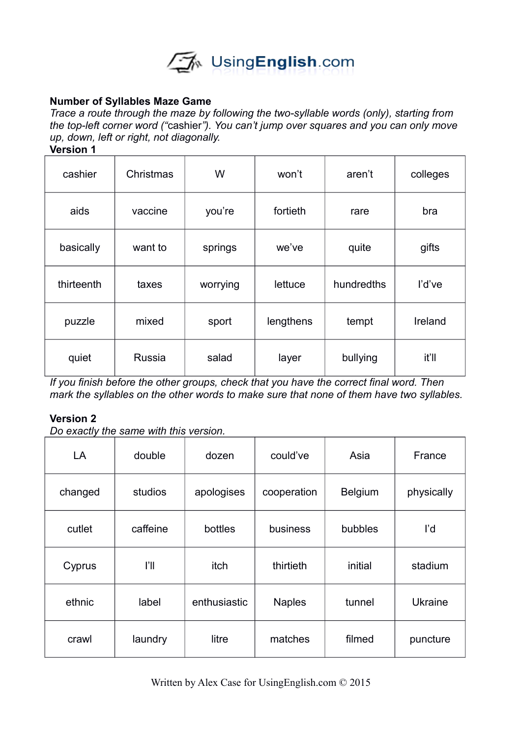UsingEnglish.com

**Number of Syllables Maze Game**

*Trace a route through the maze by following the two-syllable words (only), starting from the top-left corner word ("cashier"). You can't jump over squares and you can only move up, down, left or right, not diagonally.*

**Version 1**

| | | | | | |
|---|---|---|---|---|---|
| cashier | Christmas | W | won't | aren't | colleges |
| aids | vaccine | you're | fortieth | rare | bra |
| basically | want to | springs | we've | quite | gifts |
| thirteenth | taxes | worrying | lettuce | hundredths | I'd've |
| puzzle | mixed | sport | lengthens | tempt | Ireland |
| quiet | Russia | salad | layer | bullying | it'll |

*If you finish before the other groups, check that you have the correct final word. Then mark the syllables on the other words to make sure that none of them have two syllables.*

**Version 2**

*Do exactly the same with this version.*

| | | | | | |
|---|---|---|---|---|---|
| LA | double | dozen | could've | Asia | France |
| changed | studios | apologises | cooperation | Belgium | physically |
| cutlet | caffeine | bottles | business | bubbles | I'd |
| Cyprus | I'll | itch | thirtieth | initial | stadium |
| ethnic | label | enthusiastic | Naples | tunnel | Ukraine |
| crawl | laundry | litre | matches | filmed | puncture |

Written by Alex Case for UsingEnglish.com © 2015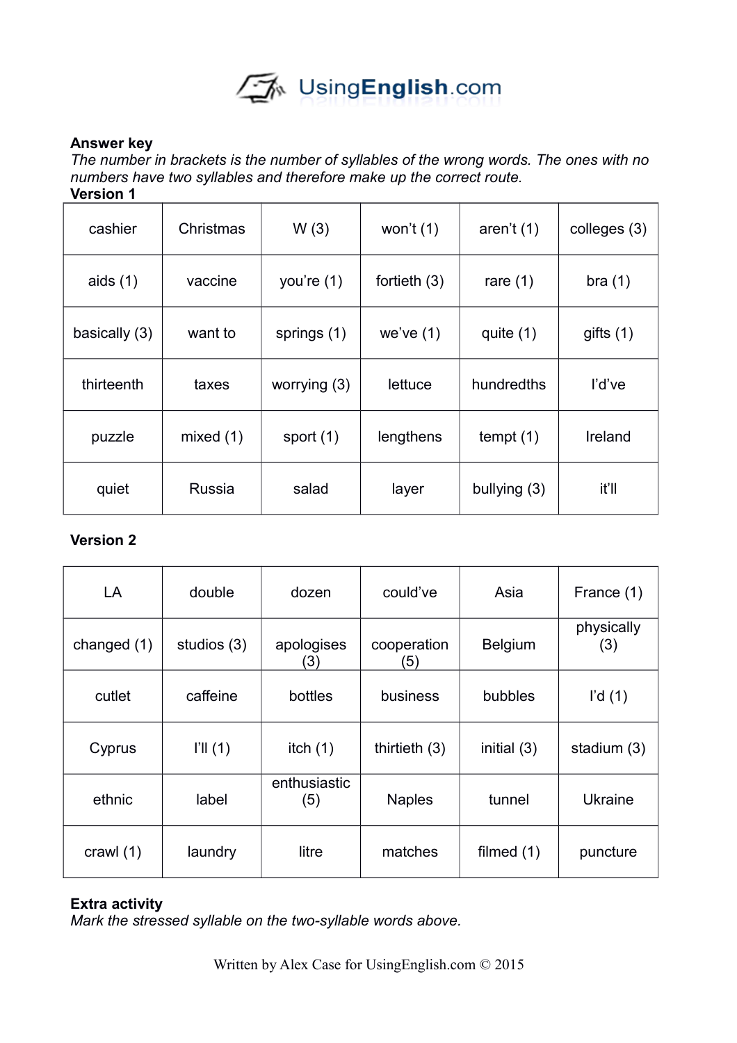**Answer key**

*The number in brackets is the number of syllables of the wrong words. The ones with no numbers have two syllables and therefore make up the correct route.*

**Version 1**

| | | | | | |
|---|---|---|---|---|---|
| cashier | Christmas | W (3) | won't (1) | aren't (1) | colleges (3) |
| aids (1) | vaccine | you're (1) | fortieth (3) | rare (1) | bra (1) |
| basically (3) | want to | springs (1) | we've (1) | quite (1) | gifts (1) |
| thirteenth | taxes | worrying (3) | lettuce | hundredths | I'd've |
| puzzle | mixed (1) | sport (1) | lengthens | tempt (1) | Ireland |
| quiet | Russia | salad | layer | bullying (3) | it'll |

**Version 2**

| | | | | | |
|---|---|---|---|---|---|
| LA | double | dozen | could've | Asia | France (1) |
| changed (1) | studios (3) | apologises (3) | cooperation (5) | Belgium | physically (3) |
| cutlet | caffeine | bottles | business | bubbles | I'd (1) |
| Cyprus | I'll (1) | itch (1) | thirtieth (3) | initial (3) | stadium (3) |
| ethnic | label | enthusiastic (5) | Naples | tunnel | Ukraine |
| crawl (1) | laundry | litre | matches | filmed (1) | puncture |

**Extra activity**

*Mark the stressed syllable on the two-syllable words above.*

Written by Alex Case for UsingEnglish.com © 2015